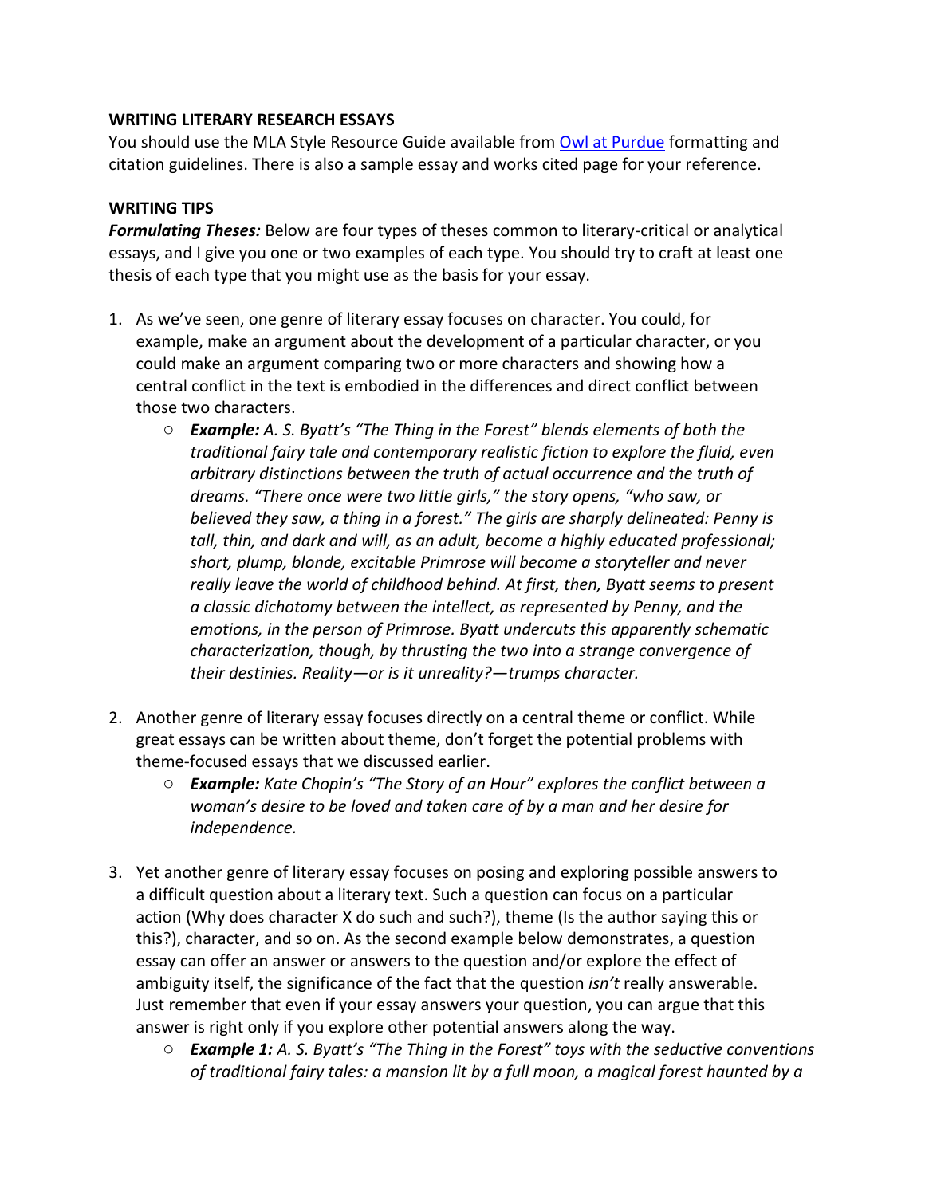**WRITING LITERARY RESEARCH ESSAYS**

You should use the MLA Style Resource Guide available from [Owl at Purdue]() formatting and citation guidelines. There is also a sample essay and works cited page for your reference.

**WRITING TIPS**

***Formulating Theses:*** Below are four types of theses common to literary-critical or analytical essays, and I give you one or two examples of each type. You should try to craft at least one thesis of each type that you might use as the basis for your essay.

1. As we've seen, one genre of literary essay focuses on character. You could, for example, make an argument about the development of a particular character, or you could make an argument comparing two or more characters and showing how a central conflict in the text is embodied in the differences and direct conflict between those two characters.
   - ***Example:*** *A. S. Byatt's "The Thing in the Forest" blends elements of both the traditional fairy tale and contemporary realistic fiction to explore the fluid, even arbitrary distinctions between the truth of actual occurrence and the truth of dreams. "There once were two little girls," the story opens, "who saw, or believed they saw, a thing in a forest." The girls are sharply delineated: Penny is tall, thin, and dark and will, as an adult, become a highly educated professional; short, plump, blonde, excitable Primrose will become a storyteller and never really leave the world of childhood behind. At first, then, Byatt seems to present a classic dichotomy between the intellect, as represented by Penny, and the emotions, in the person of Primrose. Byatt undercuts this apparently schematic characterization, though, by thrusting the two into a strange convergence of their destinies. Reality—or is it unreality?—trumps character.*

2. Another genre of literary essay focuses directly on a central theme or conflict. While great essays can be written about theme, don't forget the potential problems with theme-focused essays that we discussed earlier.
   - ***Example:*** *Kate Chopin's "The Story of an Hour" explores the conflict between a woman's desire to be loved and taken care of by a man and her desire for independence.*

3. Yet another genre of literary essay focuses on posing and exploring possible answers to a difficult question about a literary text. Such a question can focus on a particular action (Why does character X do such and such?), theme (Is the author saying this or this?), character, and so on. As the second example below demonstrates, a question essay can offer an answer or answers to the question and/or explore the effect of ambiguity itself, the significance of the fact that the question *isn't* really answerable. Just remember that even if your essay answers your question, you can argue that this answer is right only if you explore other potential answers along the way.
   - ***Example 1:*** *A. S. Byatt's "The Thing in the Forest" toys with the seductive conventions of traditional fairy tales: a mansion lit by a full moon, a magical forest haunted by a*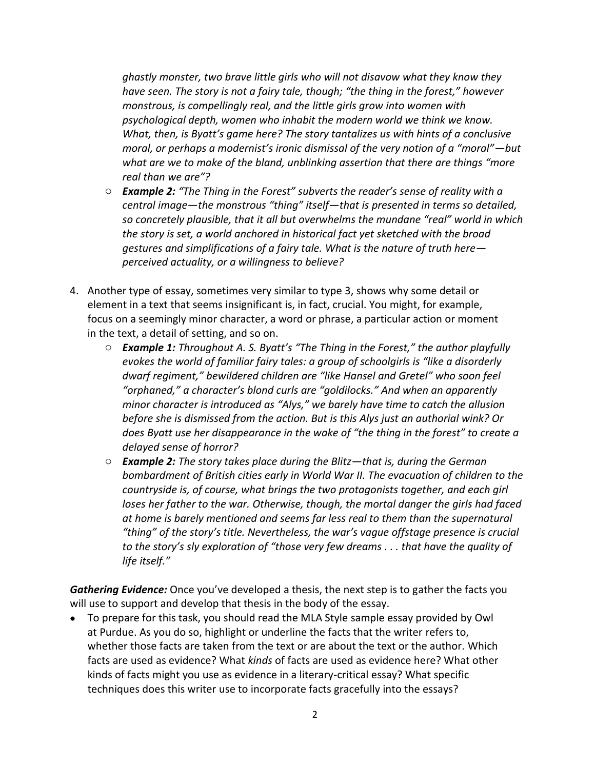*ghastly monster, two brave little girls who will not disavow what they know they have seen. The story is not a fairy tale, though; "the thing in the forest," however monstrous, is compellingly real, and the little girls grow into women with psychological depth, women who inhabit the modern world we think we know. What, then, is Byatt's game here? The story tantalizes us with hints of a conclusive moral, or perhaps a modernist's ironic dismissal of the very notion of a "moral"—but what are we to make of the bland, unblinking assertion that there are things "more real than we are"?*

- ***Example 2:*** *"The Thing in the Forest" subverts the reader's sense of reality with a central image—the monstrous "thing" itself—that is presented in terms so detailed, so concretely plausible, that it all but overwhelms the mundane "real" world in which the story is set, a world anchored in historical fact yet sketched with the broad gestures and simplifications of a fairy tale. What is the nature of truth here—perceived actuality, or a willingness to believe?*

4. Another type of essay, sometimes very similar to type 3, shows why some detail or element in a text that seems insignificant is, in fact, crucial. You might, for example, focus on a seemingly minor character, a word or phrase, a particular action or moment in the text, a detail of setting, and so on.
    - ***Example 1:*** *Throughout A. S. Byatt's "The Thing in the Forest," the author playfully evokes the world of familiar fairy tales: a group of schoolgirls is "like a disorderly dwarf regiment," bewildered children are "like Hansel and Gretel" who soon feel "orphaned," a character's blond curls are "goldilocks." And when an apparently minor character is introduced as "Alys," we barely have time to catch the allusion before she is dismissed from the action. But is this Alys just an authorial wink? Or does Byatt use her disappearance in the wake of "the thing in the forest" to create a delayed sense of horror?*
    - ***Example 2:*** *The story takes place during the Blitz—that is, during the German bombardment of British cities early in World War II. The evacuation of children to the countryside is, of course, what brings the two protagonists together, and each girl loses her father to the war. Otherwise, though, the mortal danger the girls had faced at home is barely mentioned and seems far less real to them than the supernatural "thing" of the story's title. Nevertheless, the war's vague offstage presence is crucial to the story's sly exploration of "those very few dreams . . . that have the quality of life itself."*

***Gathering Evidence:*** Once you've developed a thesis, the next step is to gather the facts you will use to support and develop that thesis in the body of the essay.

- To prepare for this task, you should read the MLA Style sample essay provided by Owl at Purdue. As you do so, highlight or underline the facts that the writer refers to, whether those facts are taken from the text or are about the text or the author. Which facts are used as evidence? What *kinds* of facts are used as evidence here? What other kinds of facts might you use as evidence in a literary-critical essay? What specific techniques does this writer use to incorporate facts gracefully into the essays?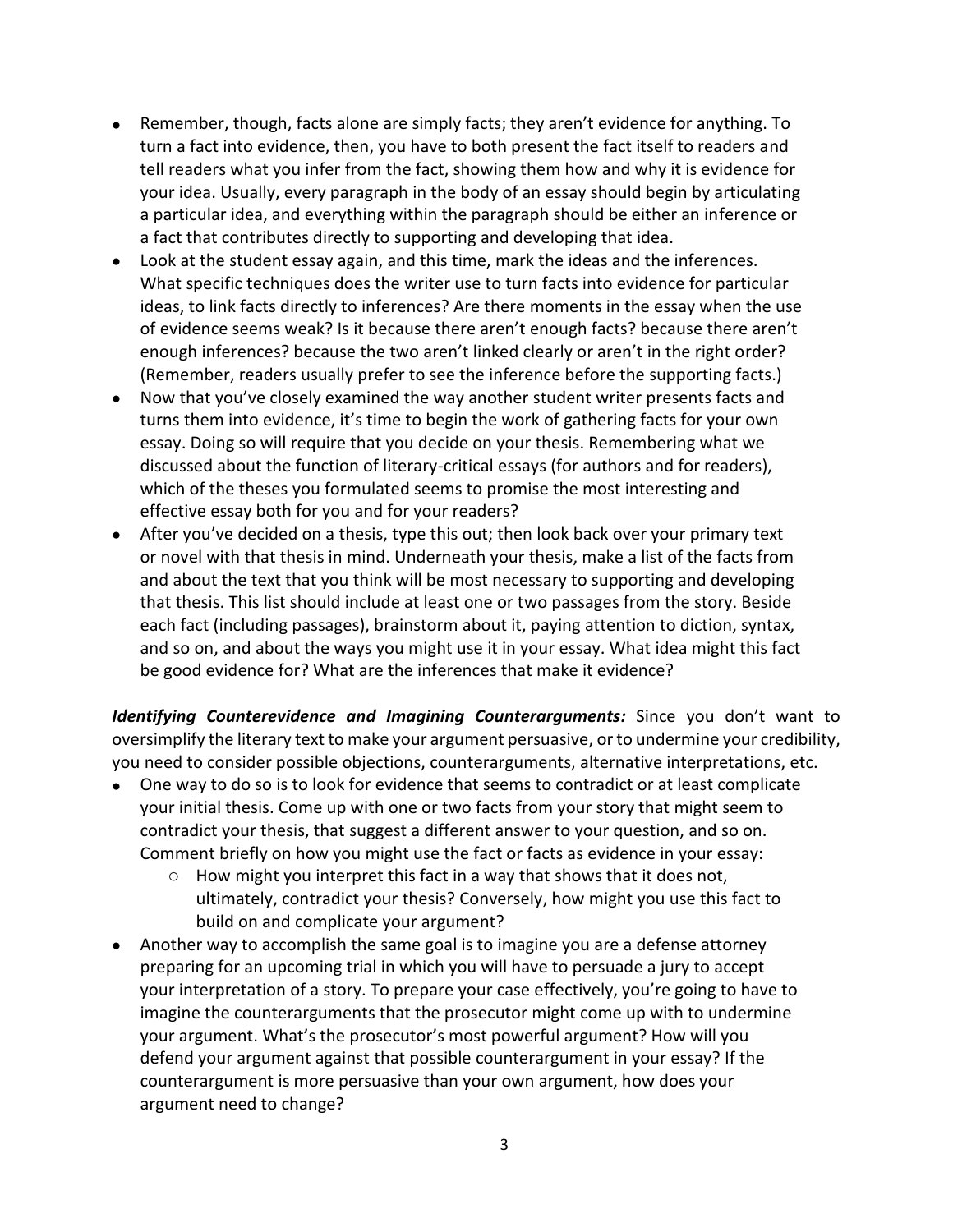- Remember, though, facts alone are simply facts; they aren't evidence for anything. To turn a fact into evidence, then, you have to both present the fact itself to readers and tell readers what you infer from the fact, showing them how and why it is evidence for your idea. Usually, every paragraph in the body of an essay should begin by articulating a particular idea, and everything within the paragraph should be either an inference or a fact that contributes directly to supporting and developing that idea.
- Look at the student essay again, and this time, mark the ideas and the inferences. What specific techniques does the writer use to turn facts into evidence for particular ideas, to link facts directly to inferences? Are there moments in the essay when the use of evidence seems weak? Is it because there aren't enough facts? because there aren't enough inferences? because the two aren't linked clearly or aren't in the right order? (Remember, readers usually prefer to see the inference before the supporting facts.)
- Now that you've closely examined the way another student writer presents facts and turns them into evidence, it's time to begin the work of gathering facts for your own essay. Doing so will require that you decide on your thesis. Remembering what we discussed about the function of literary-critical essays (for authors and for readers), which of the theses you formulated seems to promise the most interesting and effective essay both for you and for your readers?
- After you've decided on a thesis, type this out; then look back over your primary text or novel with that thesis in mind. Underneath your thesis, make a list of the facts from and about the text that you think will be most necessary to supporting and developing that thesis. This list should include at least one or two passages from the story. Beside each fact (including passages), brainstorm about it, paying attention to diction, syntax, and so on, and about the ways you might use it in your essay. What idea might this fact be good evidence for? What are the inferences that make it evidence?

***Identifying Counterevidence and Imagining Counterarguments:*** Since you don't want to oversimplify the literary text to make your argument persuasive, or to undermine your credibility, you need to consider possible objections, counterarguments, alternative interpretations, etc.

- One way to do so is to look for evidence that seems to contradict or at least complicate your initial thesis. Come up with one or two facts from your story that might seem to contradict your thesis, that suggest a different answer to your question, and so on. Comment briefly on how you might use the fact or facts as evidence in your essay:
  - How might you interpret this fact in a way that shows that it does not, ultimately, contradict your thesis? Conversely, how might you use this fact to build on and complicate your argument?
- Another way to accomplish the same goal is to imagine you are a defense attorney preparing for an upcoming trial in which you will have to persuade a jury to accept your interpretation of a story. To prepare your case effectively, you're going to have to imagine the counterarguments that the prosecutor might come up with to undermine your argument. What's the prosecutor's most powerful argument? How will you defend your argument against that possible counterargument in your essay? If the counterargument is more persuasive than your own argument, how does your argument need to change?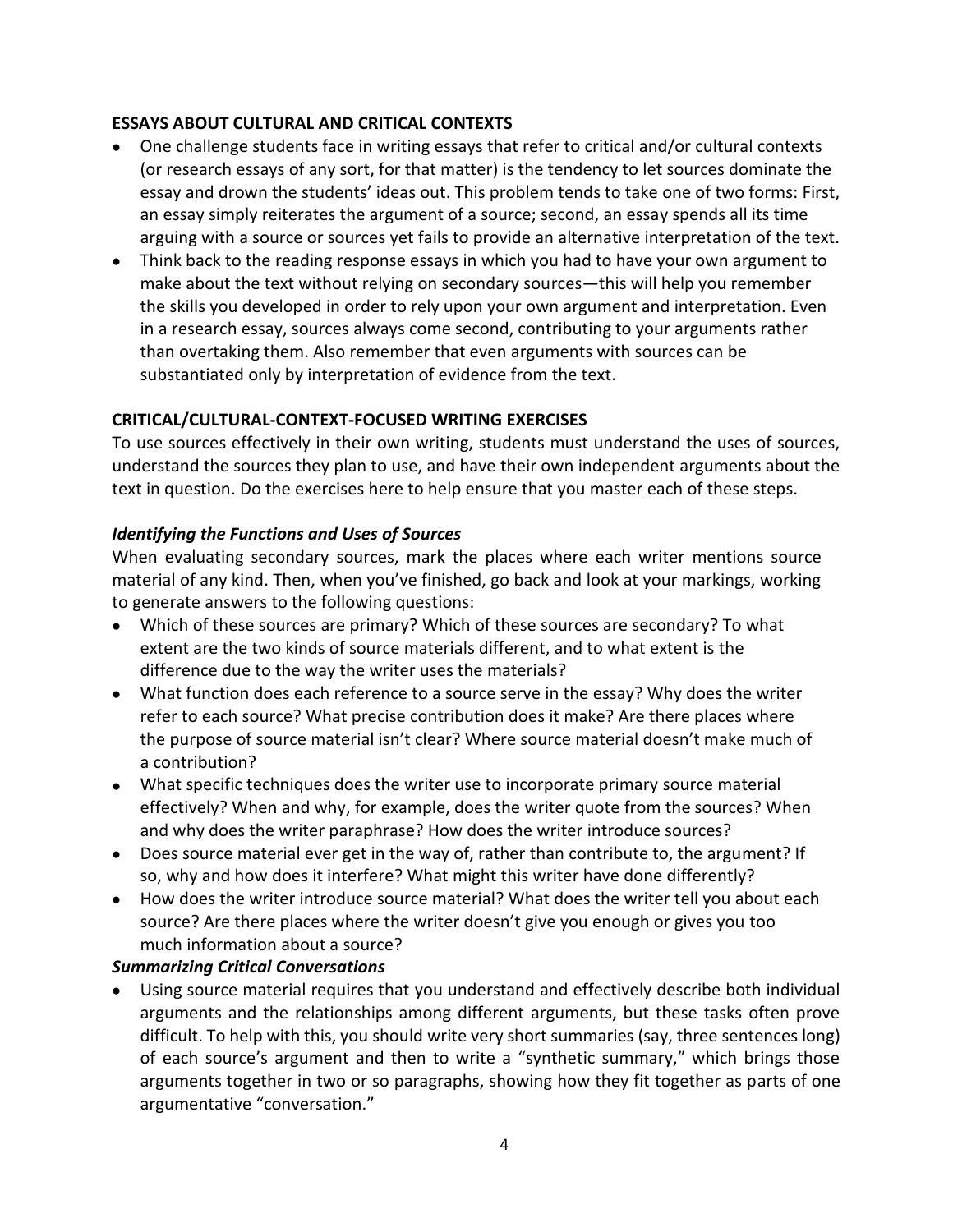## ESSAYS ABOUT CULTURAL AND CRITICAL CONTEXTS

- One challenge students face in writing essays that refer to critical and/or cultural contexts (or research essays of any sort, for that matter) is the tendency to let sources dominate the essay and drown the students' ideas out. This problem tends to take one of two forms: First, an essay simply reiterates the argument of a source; second, an essay spends all its time arguing with a source or sources yet fails to provide an alternative interpretation of the text.
- Think back to the reading response essays in which you had to have your own argument to make about the text without relying on secondary sources—this will help you remember the skills you developed in order to rely upon your own argument and interpretation. Even in a research essay, sources always come second, contributing to your arguments rather than overtaking them. Also remember that even arguments with sources can be substantiated only by interpretation of evidence from the text.

## CRITICAL/CULTURAL-CONTEXT-FOCUSED WRITING EXERCISES

To use sources effectively in their own writing, students must understand the uses of sources, understand the sources they plan to use, and have their own independent arguments about the text in question. Do the exercises here to help ensure that you master each of these steps.

### *Identifying the Functions and Uses of Sources*

When evaluating secondary sources, mark the places where each writer mentions source material of any kind. Then, when you've finished, go back and look at your markings, working to generate answers to the following questions:

- Which of these sources are primary? Which of these sources are secondary? To what extent are the two kinds of source materials different, and to what extent is the difference due to the way the writer uses the materials?
- What function does each reference to a source serve in the essay? Why does the writer refer to each source? What precise contribution does it make? Are there places where the purpose of source material isn't clear? Where source material doesn't make much of a contribution?
- What specific techniques does the writer use to incorporate primary source material effectively? When and why, for example, does the writer quote from the sources? When and why does the writer paraphrase? How does the writer introduce sources?
- Does source material ever get in the way of, rather than contribute to, the argument? If so, why and how does it interfere? What might this writer have done differently?
- How does the writer introduce source material? What does the writer tell you about each source? Are there places where the writer doesn't give you enough or gives you too much information about a source?

### *Summarizing Critical Conversations*

- Using source material requires that you understand and effectively describe both individual arguments and the relationships among different arguments, but these tasks often prove difficult. To help with this, you should write very short summaries (say, three sentences long) of each source's argument and then to write a "synthetic summary," which brings those arguments together in two or so paragraphs, showing how they fit together as parts of one argumentative "conversation."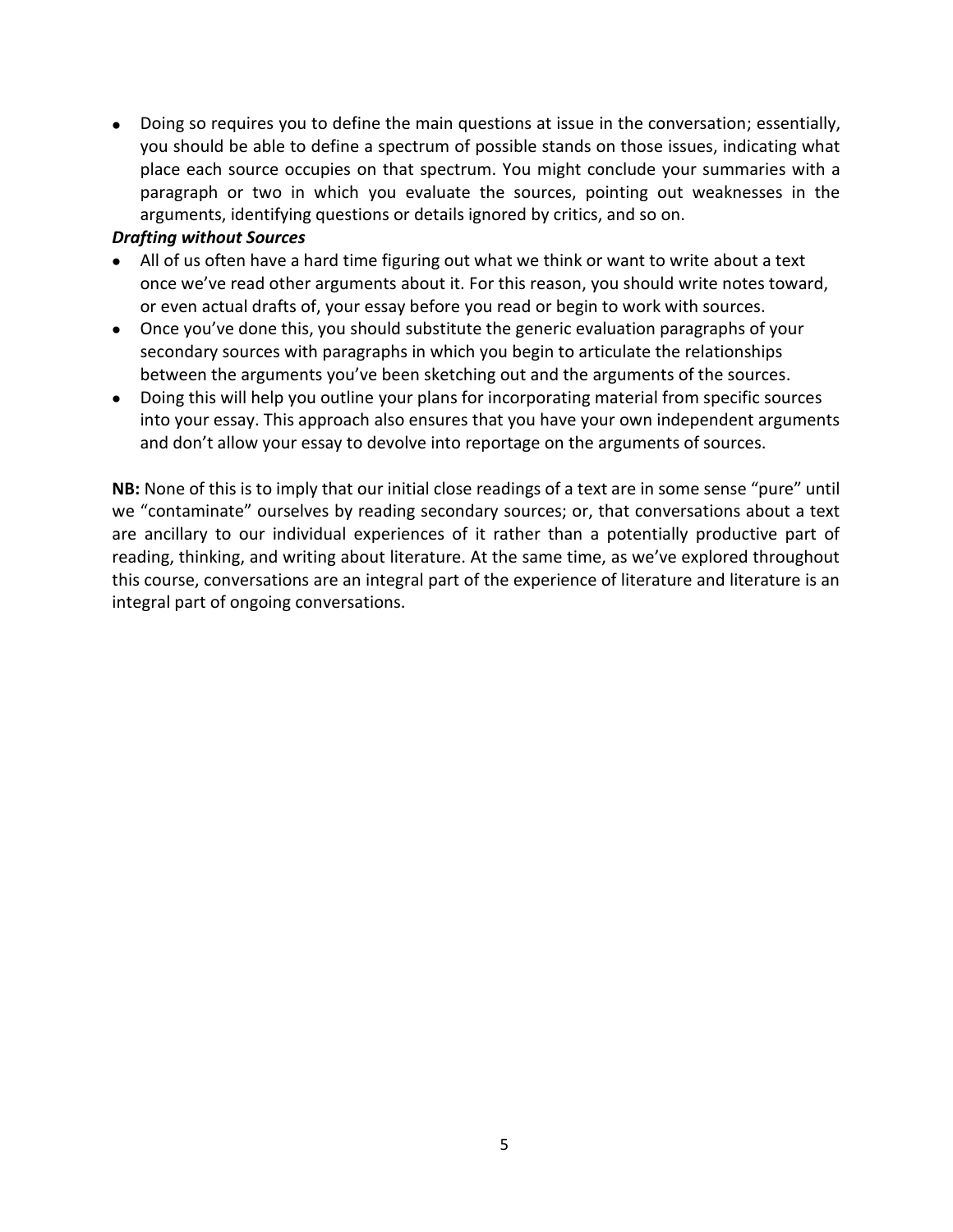- Doing so requires you to define the main questions at issue in the conversation; essentially, you should be able to define a spectrum of possible stands on those issues, indicating what place each source occupies on that spectrum. You might conclude your summaries with a paragraph or two in which you evaluate the sources, pointing out weaknesses in the arguments, identifying questions or details ignored by critics, and so on.

***Drafting without Sources***

- All of us often have a hard time figuring out what we think or want to write about a text once we've read other arguments about it. For this reason, you should write notes toward, or even actual drafts of, your essay before you read or begin to work with sources.
- Once you've done this, you should substitute the generic evaluation paragraphs of your secondary sources with paragraphs in which you begin to articulate the relationships between the arguments you've been sketching out and the arguments of the sources.
- Doing this will help you outline your plans for incorporating material from specific sources into your essay. This approach also ensures that you have your own independent arguments and don't allow your essay to devolve into reportage on the arguments of sources.

**NB:** None of this is to imply that our initial close readings of a text are in some sense "pure" until we "contaminate" ourselves by reading secondary sources; or, that conversations about a text are ancillary to our individual experiences of it rather than a potentially productive part of reading, thinking, and writing about literature. At the same time, as we've explored throughout this course, conversations are an integral part of the experience of literature and literature is an integral part of ongoing conversations.